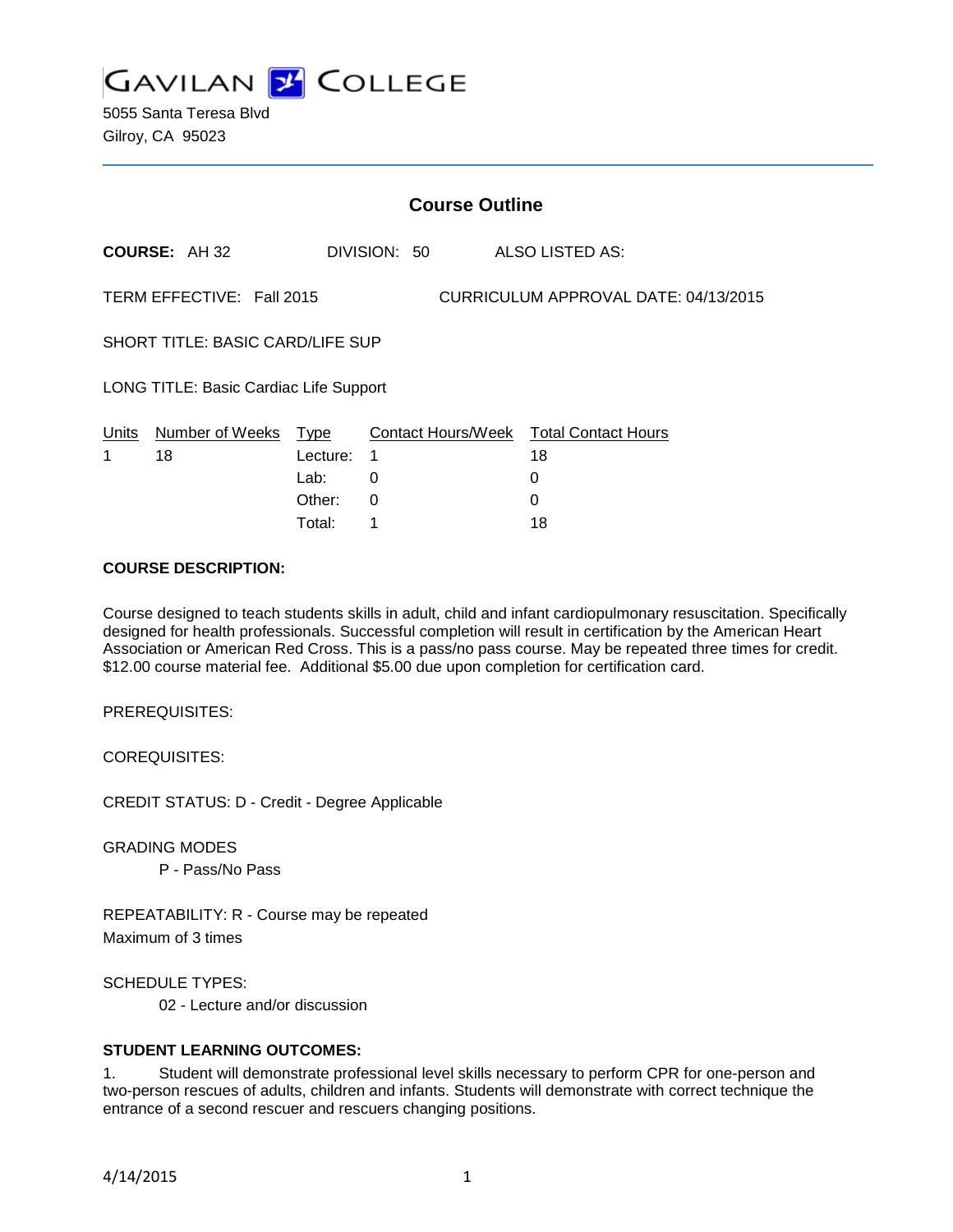GAVILAN COLLEGE

5055 Santa Teresa Blvd
Gilroy, CA 95023

## Course Outline

**COURSE:** AH 32 DIVISION: 50 ALSO LISTED AS:

TERM EFFECTIVE: Fall 2015 CURRICULUM APPROVAL DATE: 04/13/2015

SHORT TITLE: BASIC CARD/LIFE SUP

LONG TITLE: Basic Cardiac Life Support

| Units | Number of Weeks | Type | Contact Hours/Week | Total Contact Hours |
|---|---|---|---|---|
| 1 | 18 | Lecture: | 1 | 18 |
| | | Lab: | 0 | 0 |
| | | Other: | 0 | 0 |
| | | Total: | 1 | 18 |

**COURSE DESCRIPTION:**

Course designed to teach students skills in adult, child and infant cardiopulmonary resuscitation. Specifically designed for health professionals. Successful completion will result in certification by the American Heart Association or American Red Cross. This is a pass/no pass course. May be repeated three times for credit. $12.00 course material fee. Additional $5.00 due upon completion for certification card.

PREREQUISITES:

COREQUISITES:

CREDIT STATUS: D - Credit - Degree Applicable

GRADING MODES

P - Pass/No Pass

REPEATABILITY: R - Course may be repeated

Maximum of 3 times

SCHEDULE TYPES:

02 - Lecture and/or discussion

**STUDENT LEARNING OUTCOMES:**

1. Student will demonstrate professional level skills necessary to perform CPR for one-person and two-person rescues of adults, children and infants. Students will demonstrate with correct technique the entrance of a second rescuer and rescuers changing positions.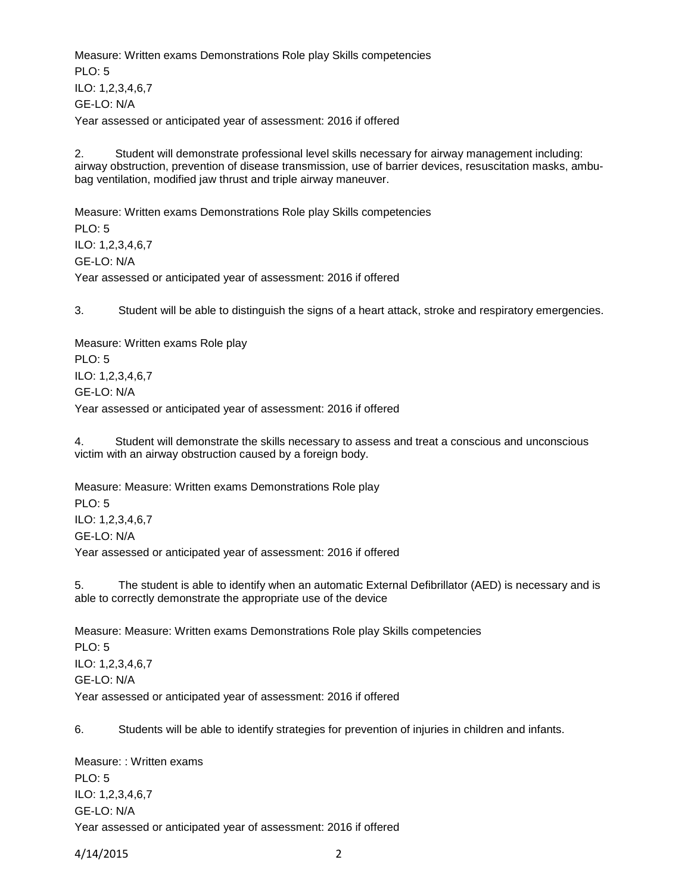Measure: Written exams Demonstrations Role play Skills competencies
PLO: 5
ILO: 1,2,3,4,6,7
GE-LO: N/A
Year assessed or anticipated year of assessment: 2016 if offered

2. Student will demonstrate professional level skills necessary for airway management including: airway obstruction, prevention of disease transmission, use of barrier devices, resuscitation masks, ambu-bag ventilation, modified jaw thrust and triple airway maneuver.

Measure: Written exams Demonstrations Role play Skills competencies
PLO: 5
ILO: 1,2,3,4,6,7
GE-LO: N/A
Year assessed or anticipated year of assessment: 2016 if offered

3. Student will be able to distinguish the signs of a heart attack, stroke and respiratory emergencies.

Measure: Written exams Role play
PLO: 5
ILO: 1,2,3,4,6,7
GE-LO: N/A
Year assessed or anticipated year of assessment: 2016 if offered

4. Student will demonstrate the skills necessary to assess and treat a conscious and unconscious victim with an airway obstruction caused by a foreign body.

Measure: Measure: Written exams Demonstrations Role play
PLO: 5
ILO: 1,2,3,4,6,7
GE-LO: N/A
Year assessed or anticipated year of assessment: 2016 if offered

5. The student is able to identify when an automatic External Defibrillator (AED) is necessary and is able to correctly demonstrate the appropriate use of the device

Measure: Measure: Written exams Demonstrations Role play Skills competencies
PLO: 5
ILO: 1,2,3,4,6,7
GE-LO: N/A
Year assessed or anticipated year of assessment: 2016 if offered

6. Students will be able to identify strategies for prevention of injuries in children and infants.

Measure: : Written exams
PLO: 5
ILO: 1,2,3,4,6,7
GE-LO: N/A
Year assessed or anticipated year of assessment: 2016 if offered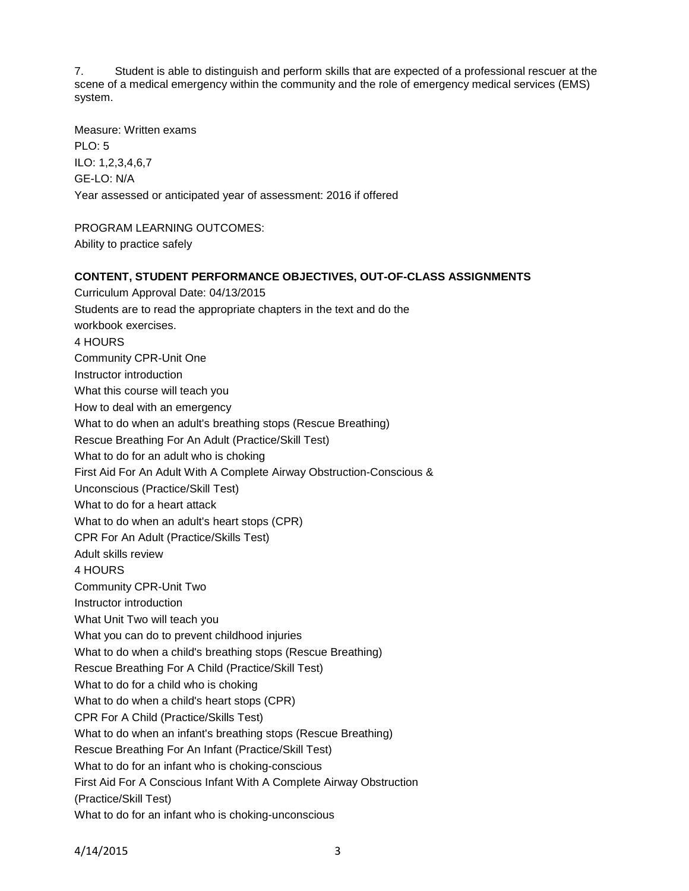7. Student is able to distinguish and perform skills that are expected of a professional rescuer at the scene of a medical emergency within the community and the role of emergency medical services (EMS) system.

Measure: Written exams
PLO: 5
ILO: 1,2,3,4,6,7
GE-LO: N/A
Year assessed or anticipated year of assessment: 2016 if offered

PROGRAM LEARNING OUTCOMES:
Ability to practice safely

**CONTENT, STUDENT PERFORMANCE OBJECTIVES, OUT-OF-CLASS ASSIGNMENTS**

Curriculum Approval Date: 04/13/2015
Students are to read the appropriate chapters in the text and do the
workbook exercises.
4 HOURS
Community CPR-Unit One
Instructor introduction
What this course will teach you
How to deal with an emergency
What to do when an adult's breathing stops (Rescue Breathing)
Rescue Breathing For An Adult (Practice/Skill Test)
What to do for an adult who is choking
First Aid For An Adult With A Complete Airway Obstruction-Conscious &
Unconscious (Practice/Skill Test)
What to do for a heart attack
What to do when an adult's heart stops (CPR)
CPR For An Adult (Practice/Skills Test)
Adult skills review
4 HOURS
Community CPR-Unit Two
Instructor introduction
What Unit Two will teach you
What you can do to prevent childhood injuries
What to do when a child's breathing stops (Rescue Breathing)
Rescue Breathing For A Child (Practice/Skill Test)
What to do for a child who is choking
What to do when a child's heart stops (CPR)
CPR For A Child (Practice/Skills Test)
What to do when an infant's breathing stops (Rescue Breathing)
Rescue Breathing For An Infant (Practice/Skill Test)
What to do for an infant who is choking-conscious
First Aid For A Conscious Infant With A Complete Airway Obstruction
(Practice/Skill Test)
What to do for an infant who is choking-unconscious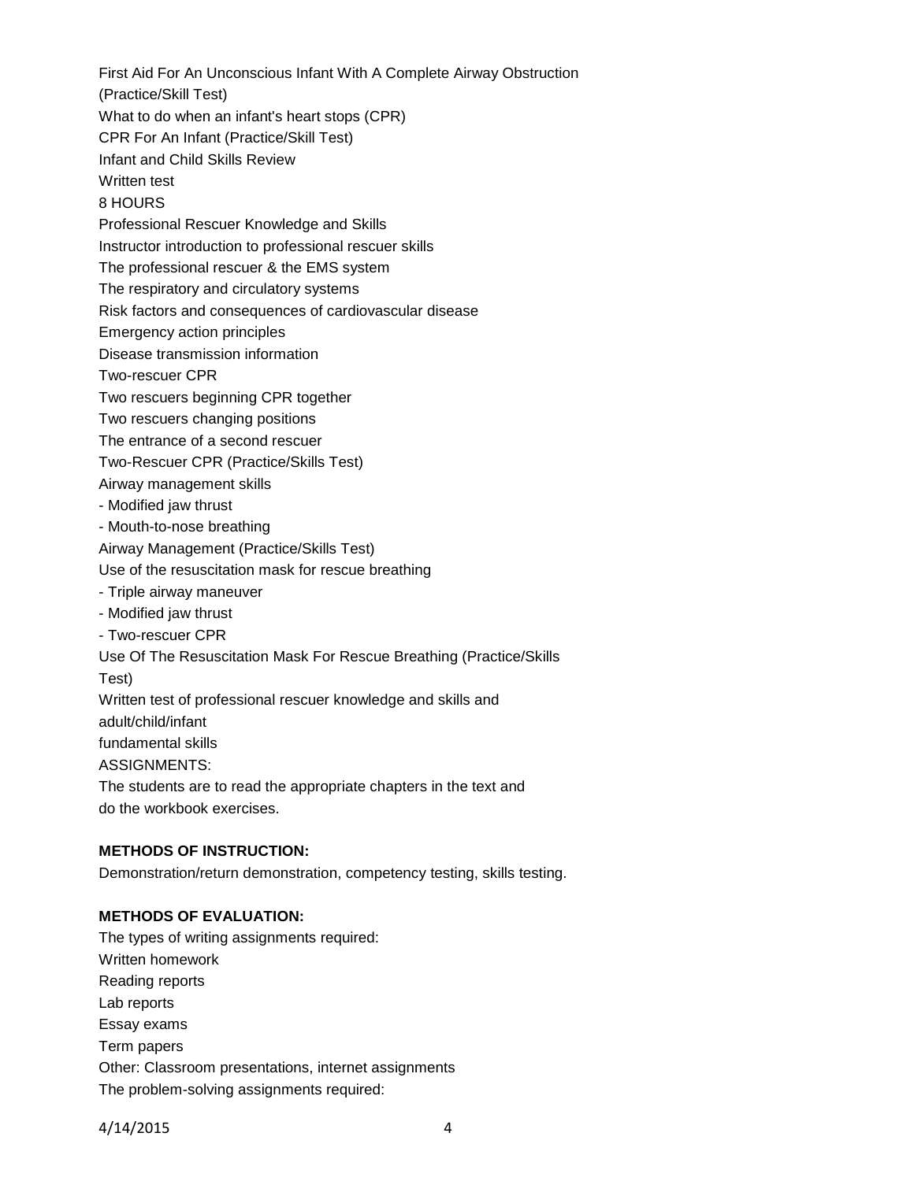First Aid For An Unconscious Infant With A Complete Airway Obstruction (Practice/Skill Test)

What to do when an infant's heart stops (CPR)

CPR For An Infant (Practice/Skill Test)

Infant and Child Skills Review

Written test

8 HOURS

Professional Rescuer Knowledge and Skills

Instructor introduction to professional rescuer skills

The professional rescuer & the EMS system

The respiratory and circulatory systems

Risk factors and consequences of cardiovascular disease

Emergency action principles

Disease transmission information

Two-rescuer CPR

Two rescuers beginning CPR together

Two rescuers changing positions

The entrance of a second rescuer

Two-Rescuer CPR (Practice/Skills Test)

Airway management skills

- Modified jaw thrust
- Mouth-to-nose breathing

Airway Management (Practice/Skills Test)

Use of the resuscitation mask for rescue breathing

- Triple airway maneuver
- Modified jaw thrust
- Two-rescuer CPR

Use Of The Resuscitation Mask For Rescue Breathing (Practice/Skills Test)

Written test of professional rescuer knowledge and skills and adult/child/infant fundamental skills

ASSIGNMENTS:

The students are to read the appropriate chapters in the text and do the workbook exercises.

**METHODS OF INSTRUCTION:**

Demonstration/return demonstration, competency testing, skills testing.

**METHODS OF EVALUATION:**

The types of writing assignments required:

Written homework

Reading reports

Lab reports

Essay exams

Term papers

Other: Classroom presentations, internet assignments

The problem-solving assignments required: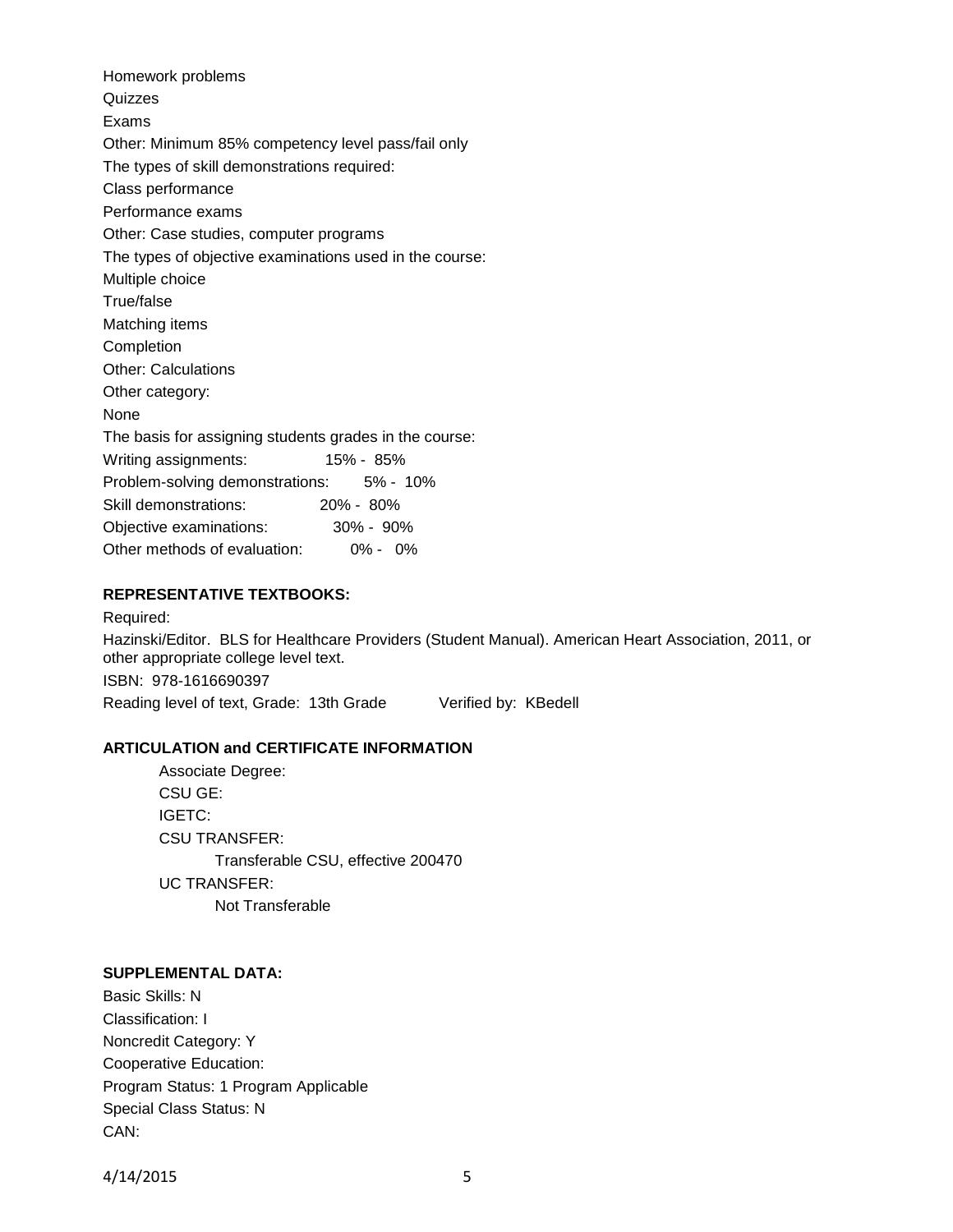Homework problems

Quizzes

Exams

Other: Minimum 85% competency level pass/fail only

The types of skill demonstrations required:

Class performance

Performance exams

Other: Case studies, computer programs

The types of objective examinations used in the course:

Multiple choice

True/false

Matching items

Completion

Other: Calculations

Other category:

None

The basis for assigning students grades in the course:

| | |
|---|---|
| Writing assignments: | 15% - 85% |
| Problem-solving demonstrations: | 5% - 10% |
| Skill demonstrations: | 20% - 80% |
| Objective examinations: | 30% - 90% |
| Other methods of evaluation: | 0% - 0% |

**REPRESENTATIVE TEXTBOOKS:**

Required:

Hazinski/Editor. BLS for Healthcare Providers (Student Manual). American Heart Association, 2011, or other appropriate college level text.

ISBN: 978-1616690397

Reading level of text, Grade: 13th Grade Verified by: KBedell

**ARTICULATION and CERTIFICATE INFORMATION**

Associate Degree:

CSU GE:

IGETC:

CSU TRANSFER:

Transferable CSU, effective 200470

UC TRANSFER:

Not Transferable

**SUPPLEMENTAL DATA:**

Basic Skills: N

Classification: I

Noncredit Category: Y

Cooperative Education:

Program Status: 1 Program Applicable

Special Class Status: N

CAN: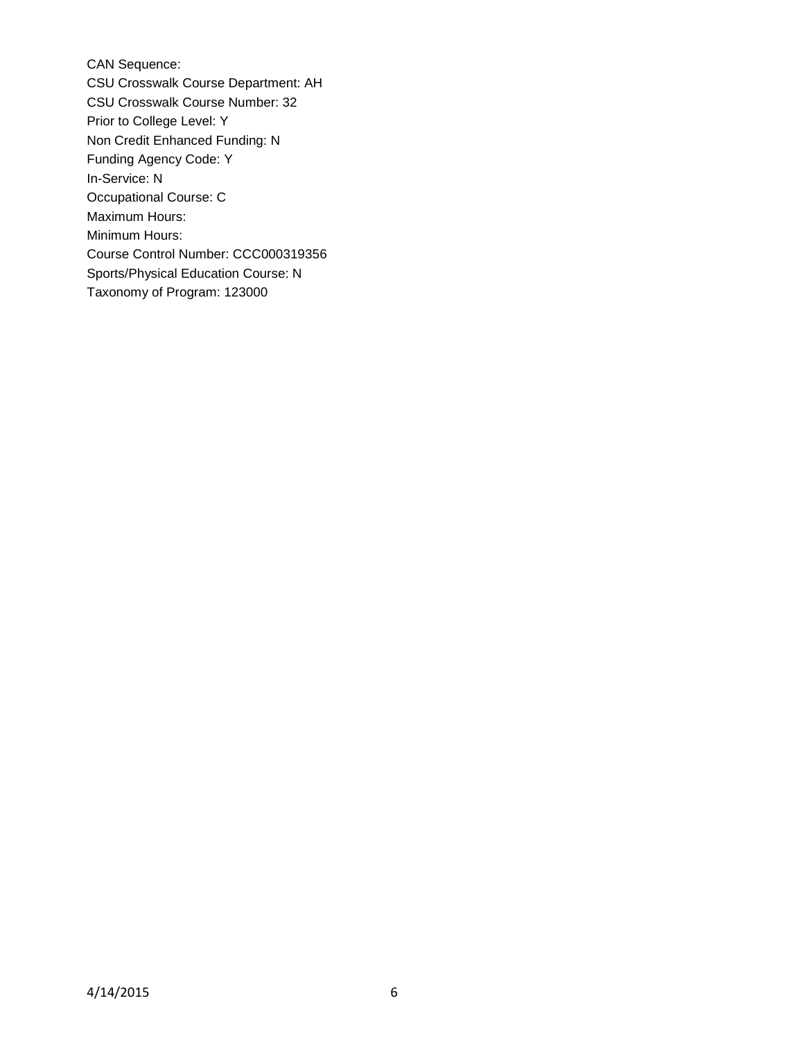CAN Sequence:
CSU Crosswalk Course Department: AH
CSU Crosswalk Course Number: 32
Prior to College Level: Y
Non Credit Enhanced Funding: N
Funding Agency Code: Y
In-Service: N
Occupational Course: C
Maximum Hours:
Minimum Hours:
Course Control Number: CCC000319356
Sports/Physical Education Course: N
Taxonomy of Program: 123000